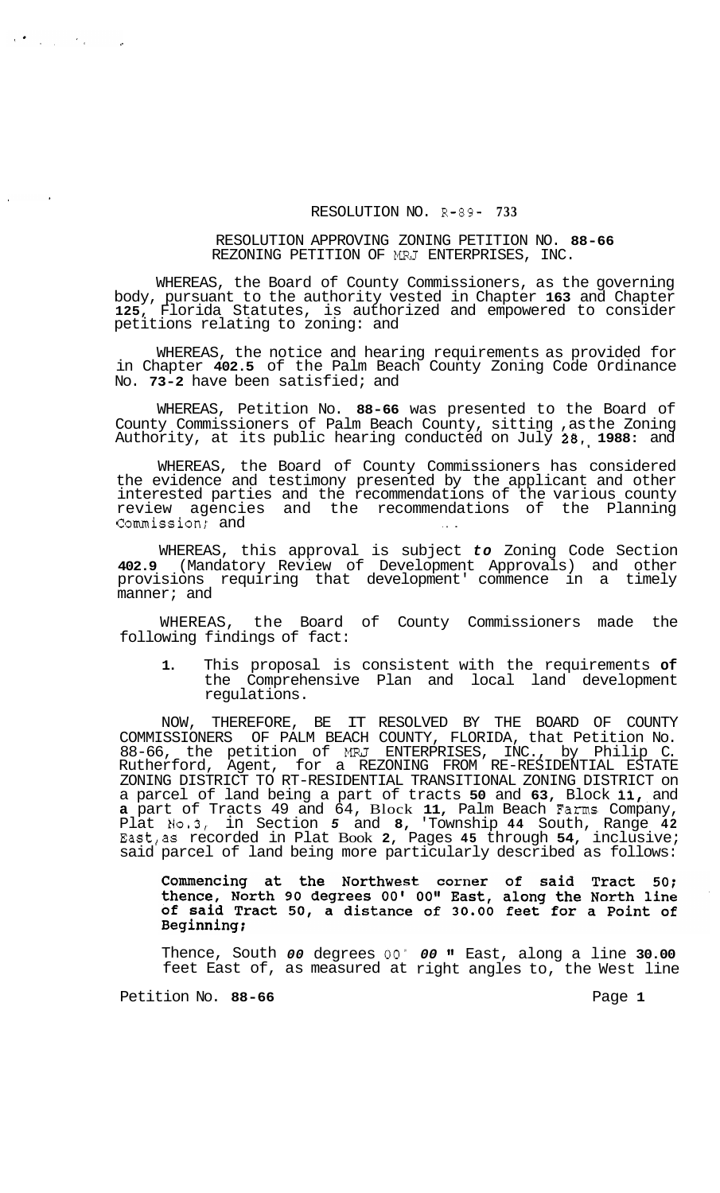# RESOLUTION NO. R-89- 733

## RESOLUTION APPROVING ZONING PETITION NO. 88-66 REZONING PETITION OF MRJ ENTERPRISES, INC.

WHEREAS, the Board of County Commissioners, as the governing body, pursuant to the authority vested in Chapter 163 and Chapter 125, Florida Statutes, is authorized and empowered to consider petitions relating to zoning: and

WHEREAS, the notice and hearing requirements as provided for in Chapter 402.5 of the Palm Beach County Zoning Code Ordinance No. 73-2 have been satisfied; and

WHEREAS, Petition No. 88-66 was presented to the Board of County Commissioners of Palm Beach County, sitting as the Zoning Authority, at its public hearing conducted on July 28, 1988: and

WHEREAS, the Board of County Commissioners has considered the evidence and testimony presented by the applicant and other interested parties and the recommendations of the various county review agencies and the recommendations of the Planning Commission; and

WHEREAS, this approval is subject *to* Zoning Code Section 402.9 (Mandatory Review of Development Approvals) and other provisions requiring that development commence in a timely manner; and

WHEREAS, the Board of County Commissioners made the following findings of fact:

1. This proposal is consistent with the requirements of the Comprehensive Plan and local land development regulations.

NOW, THEREFORE, BE IT RESOLVED BY THE BOARD OF COUNTY COMMISSIONERS OF PALM BEACH COUNTY, FLORIDA, that Petition No. 88-66, the petition of MRJ ENTERPRISES, INC., by Philip C. Rutherford, Agent, for a REZONING FROM RE-RESIDENTIAL ESTATE ZONING DISTRICT TO RT-RESIDENTIAL TRANSITIONAL ZONING DISTRICT on a parcel of land being a part of tracts 50 and 63, Block 11, and a part of Tracts 49 and 64, Block 11, Palm Beach Farms Company, Plat No. 3, in Section 5 and 8, Township 44 South, Range 42 East, as recorded in Plat Book 2, Pages 45 through 54, inclusive; said parcel of land being more particularly described as follows:

> **Commencing at the Northwest corner of said Tract 50; thence, North 90 degrees 00' 00" East, along the North line of said Tract 50, a distance of 30.00 feet for a Point of Beginning;**
>
> Thence, South *00* degrees 00' *00* " East, along a line 30.00 feet East of, as measured at right angles to, the West line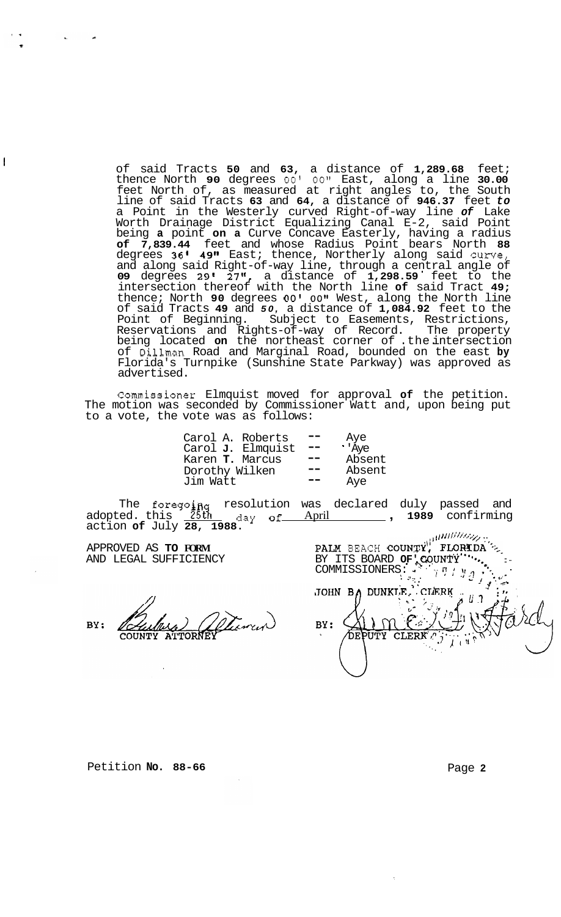of said Tracts **50** and **63**, a distance of **1,289.68** feet; thence North **90** degrees 00' 00" East, along a line **30.00** feet North of, as measured at right angles to, the South line of said Tracts **63** and **64**, a distance of **946.37** feet ***to*** a Point in the Westerly curved Right-of-way line ***of*** Lake Worth Drainage District Equalizing Canal E-2, said Point being **a** point **on a** Curve Concave Easterly, having a radius **of 7,839.44** feet and whose Radius Point bears North **88** degrees **36' 49"** East; thence, Northerly along said curve, and along said Right-of-way line, through a central angle of **09** degrees **29' 27"**, a distance of **1,298.59** feet to the intersection thereof with the North line **of** said Tract **49;** thence; North **90** degrees 00' 00" West, along the North line of said Tracts **49** and ***50***, a distance of **1,084.92** feet to the Point of Beginning. Subject to Easements, Restrictions, Reservations and Rights-of-way of Record. The property being located **on** the northeast corner of the intersection of Dillman Road and Marginal Road, bounded on the east **by** Florida's Turnpike (Sunshine State Parkway) was approved as advertised.

Commissioner Elmquist moved for approval **of** the petition. The motion was seconded by Commissioner Watt and, upon being put to a vote, the vote was as follows:

| | | |
|---|---|---|
| Carol A. Roberts | -- | Aye |
| Carol **J.** Elmquist | -- | Aye |
| Karen **T.** Marcus | -- | Absent |
| Dorothy Wilken | -- | Absent |
| Jim Watt | -- | Aye |

The foregoing resolution was declared duly passed and adopted this 25th day of April, **1989** confirming action **of** July **28, 1988.**

APPROVED AS **TO FORM**
AND LEGAL SUFFICIENCY

BY: COUNTY ATTORNEY

PALM BEACH COUNTY, FLORIDA
BY ITS BOARD **OF** COUNTY
COMMISSIONERS

JOHN B. DUNKLE, CLERK

BY: DEPUTY CLERK

Petition **No. 88-66**